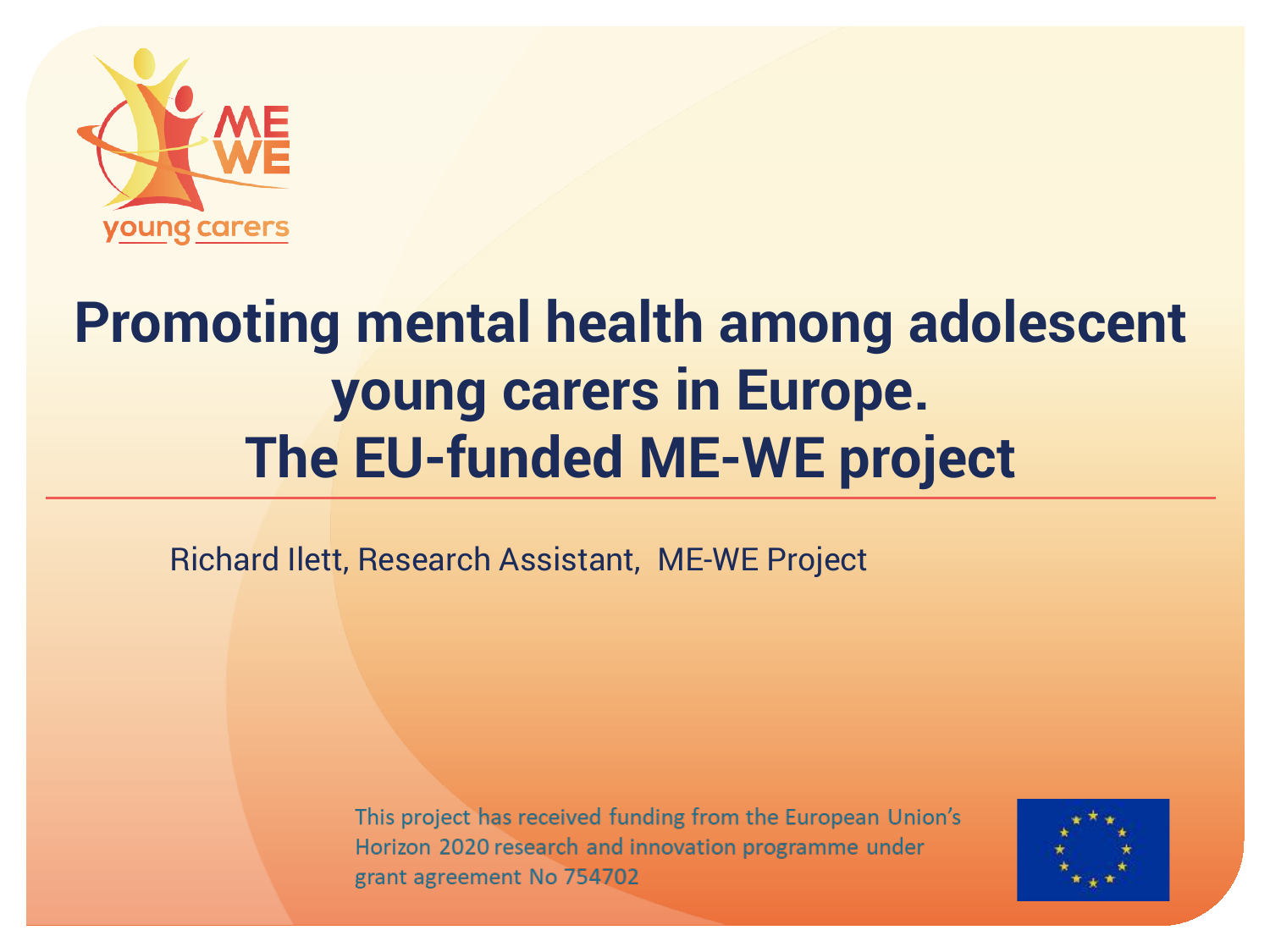# Promoting mental health among adolescent young carers in Europe. The EU-funded ME-WE project

Richard Ilett, Research Assistant, ME-WE Project

This project has received funding from the European Union's Horizon 2020 research and innovation programme under grant agreement No 754702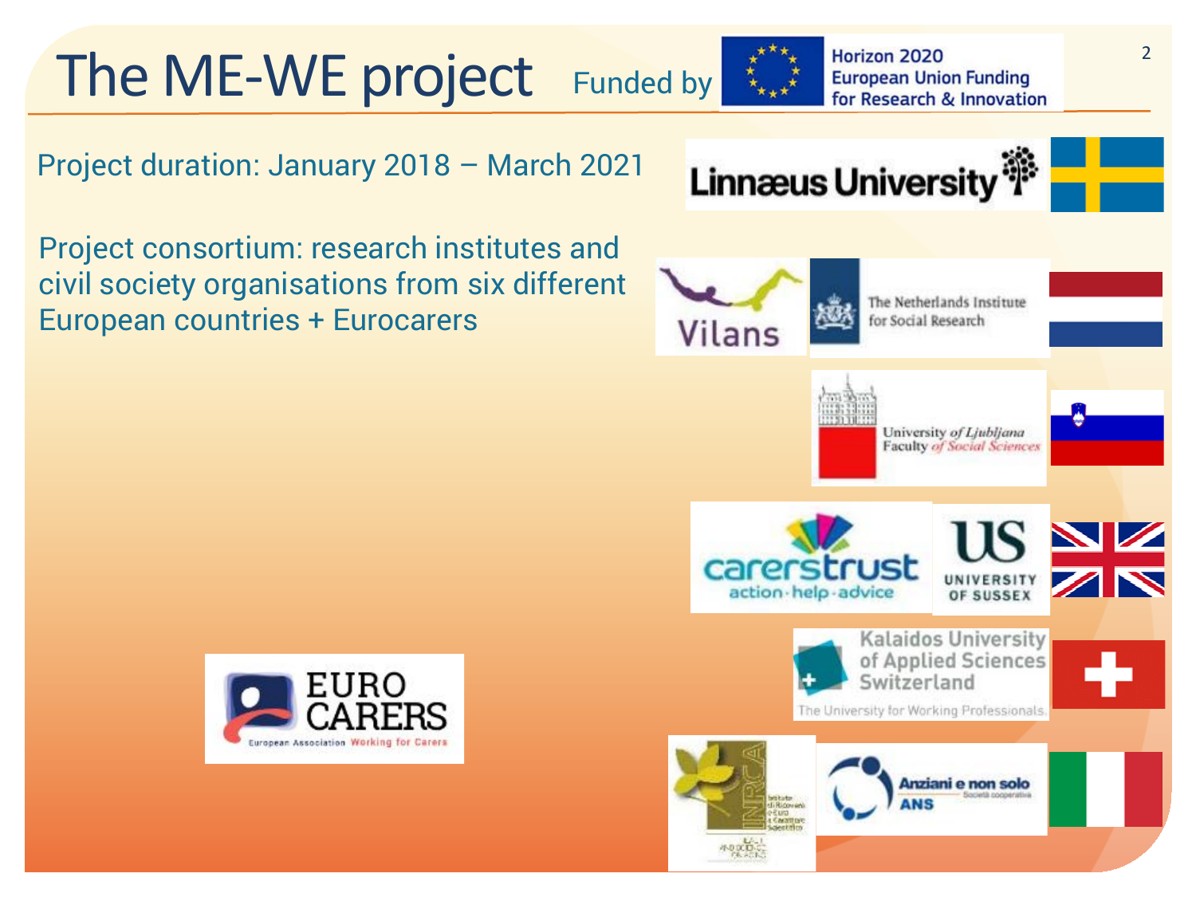# The ME-WE project

Funded by Horizon 2020 European Union Funding for Research & Innovation

Project duration: January 2018 – March 2021

Project consortium: research institutes and civil society organisations from six different European countries + Eurocarers

- Linnæus University
- Vilans
- The Netherlands Institute for Social Research
- University of Ljubljana Faculty of Social Sciences
- carerstrust action·help·advice
- US University of Sussex
- Kalaidos University of Applied Sciences Switzerland – The University for Working Professionals
- INRCA
- Anziani e non solo ANS
- EURO CARERS – European Association Working for Carers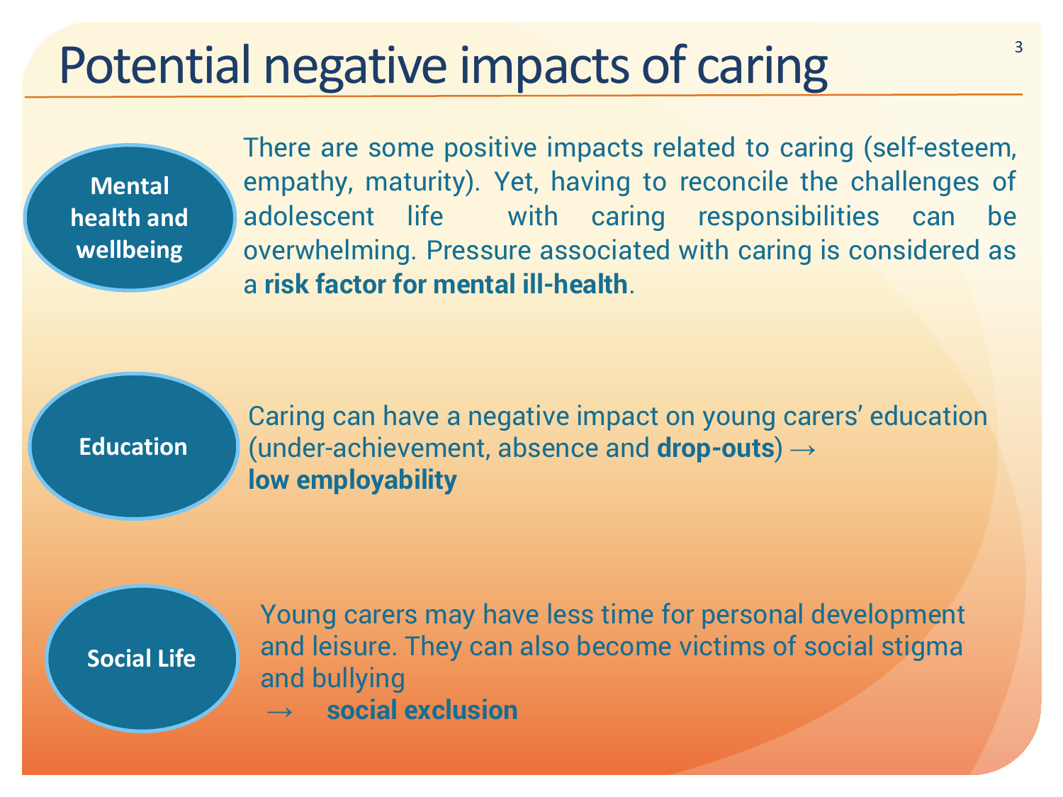# Potential negative impacts of caring

**Mental health and wellbeing**

There are some positive impacts related to caring (self-esteem, empathy, maturity). Yet, having to reconcile the challenges of adolescent life with caring responsibilities can be overwhelming. Pressure associated with caring is considered as a **risk factor for mental ill-health**.

**Education**

Caring can have a negative impact on young carers' education (under-achievement, absence and **drop-outs**) → **low employability**

**Social Life**

Young carers may have less time for personal development and leisure. They can also become victims of social stigma and bullying → **social exclusion**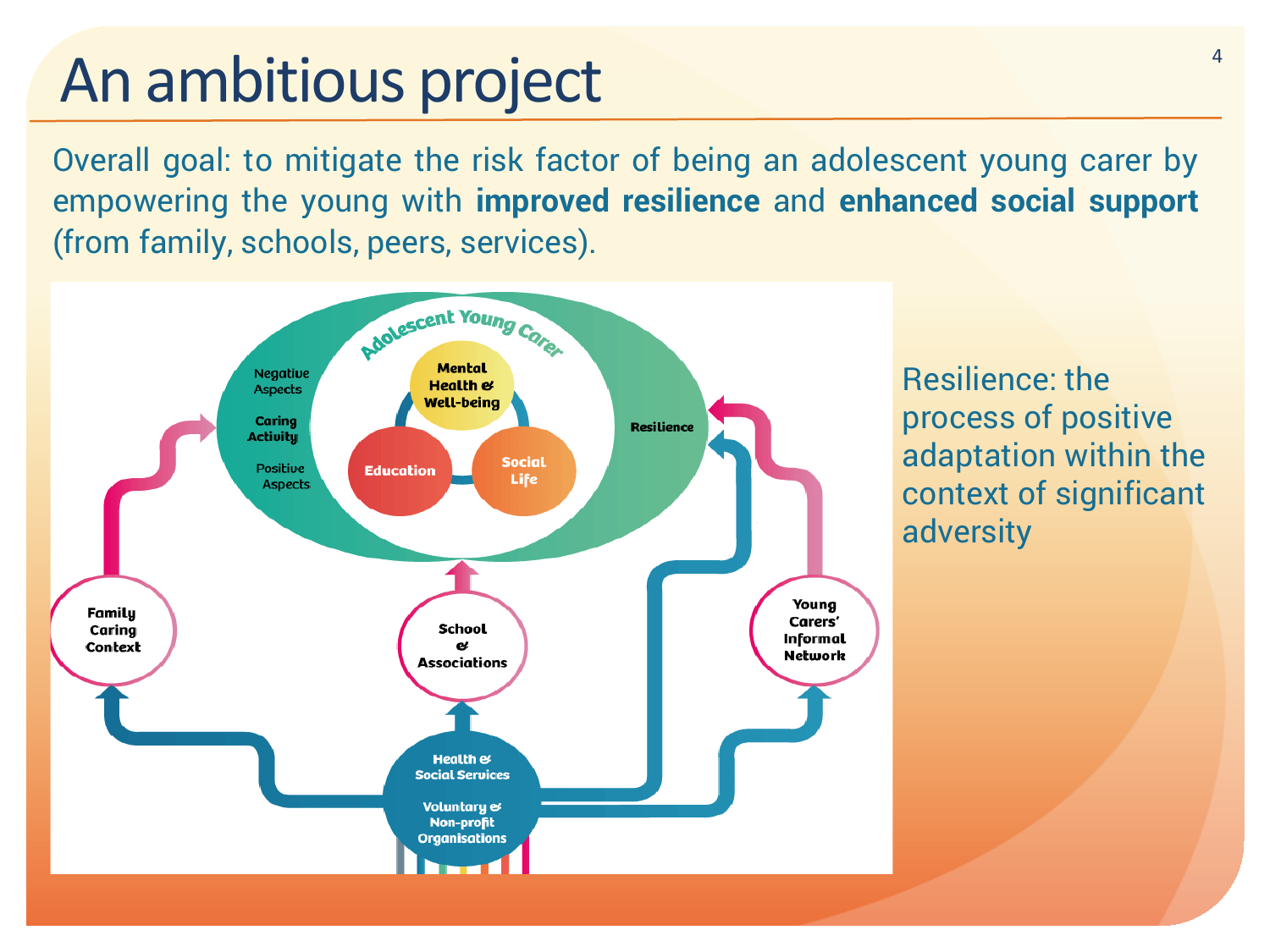# An ambitious project

Overall goal: to mitigate the risk factor of being an adolescent young carer by empowering the young with **improved resilience** and **enhanced social support** (from family, schools, peers, services).

Adolescent Young Carer

Negative Aspects

Caring Activity

Positive Aspects

Mental Health & Well-being

Education

Social Life

Resilience

Family Caring Context

School & Associations

Young Carers' Informal Network

Health & Social Services

Voluntary & Non-profit Organisations

Resilience: the process of positive adaptation within the context of significant adversity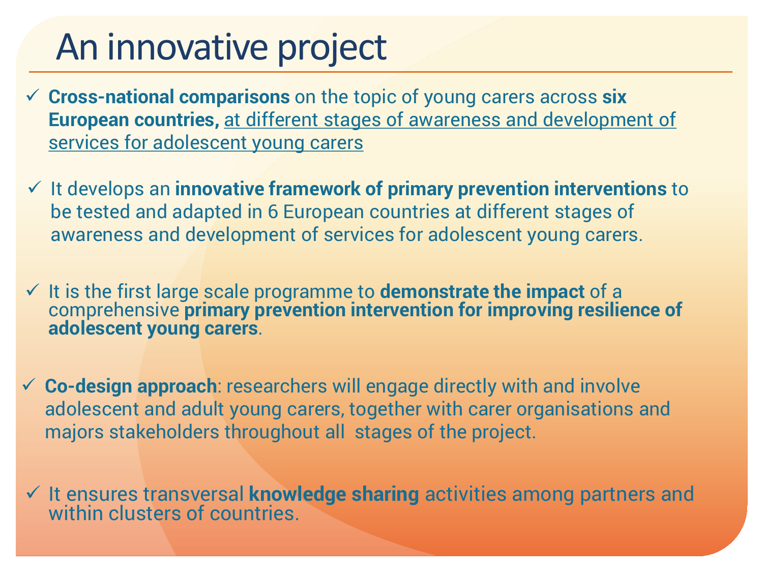# An innovative project

- ✓ **Cross-national comparisons** on the topic of young carers across **six European countries,** <u>at different stages of awareness and development of services for adolescent young carers</u>

- ✓ It develops an **innovative framework of primary prevention interventions** to be tested and adapted in 6 European countries at different stages of awareness and development of services for adolescent young carers.

- ✓ It is the first large scale programme to **demonstrate the impact** of a comprehensive **primary prevention intervention for improving resilience of adolescent young carers**.

- ✓ **Co-design approach**: researchers will engage directly with and involve adolescent and adult young carers, together with carer organisations and majors stakeholders throughout all stages of the project.

- ✓ It ensures transversal **knowledge sharing** activities among partners and within clusters of countries.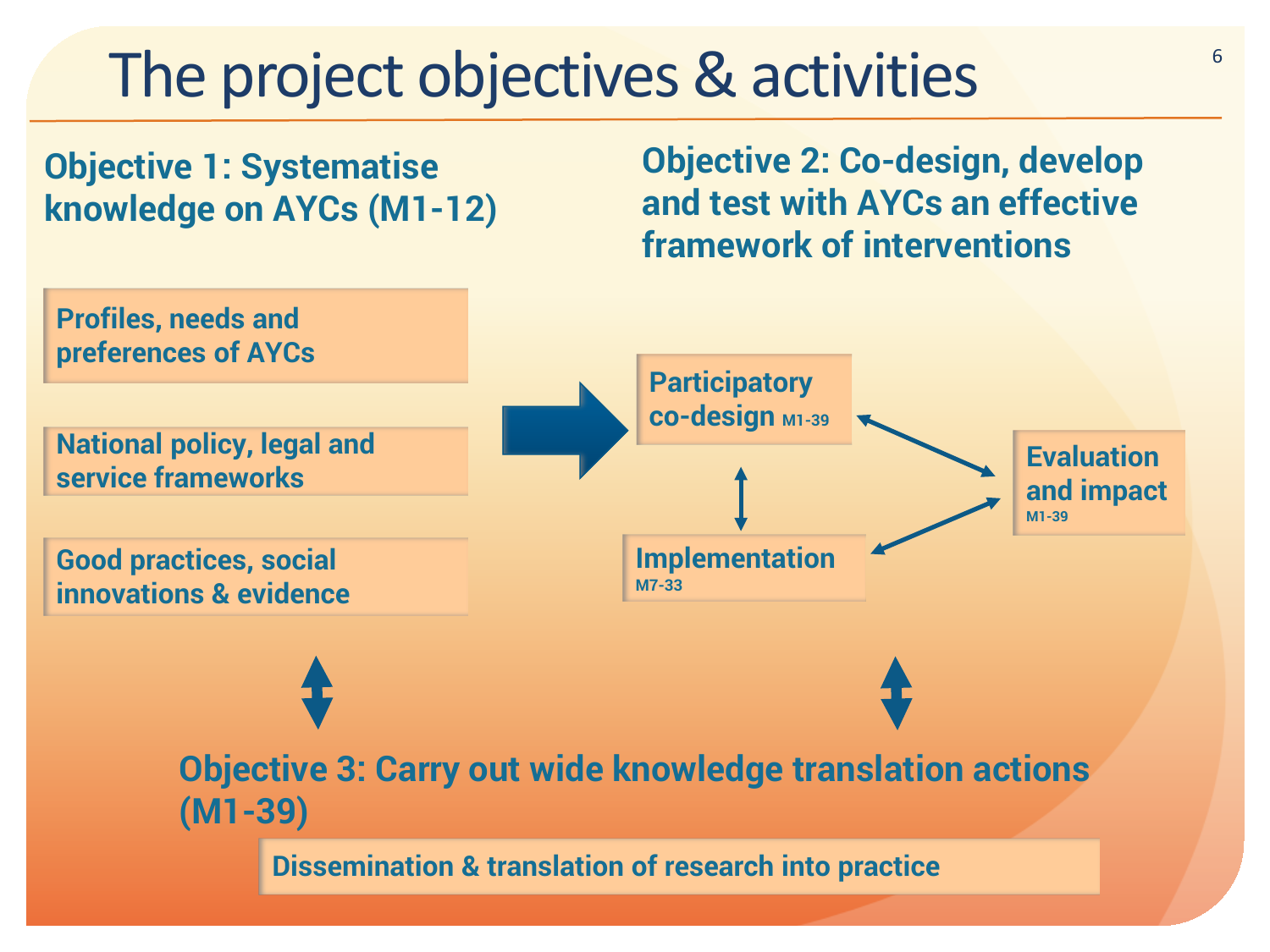# The project objectives & activities

## Objective 1: Systematise knowledge on AYCs (M1-12)

- Profiles, needs and preferences of AYCs
- National policy, legal and service frameworks
- Good practices, social innovations & evidence

## Objective 2: Co-design, develop and test with AYCs an effective framework of interventions

- Participatory co-design M1-39
- Implementation M7-33
- Evaluation and impact M1-39

## Objective 3: Carry out wide knowledge translation actions (M1-39)

- Dissemination & translation of research into practice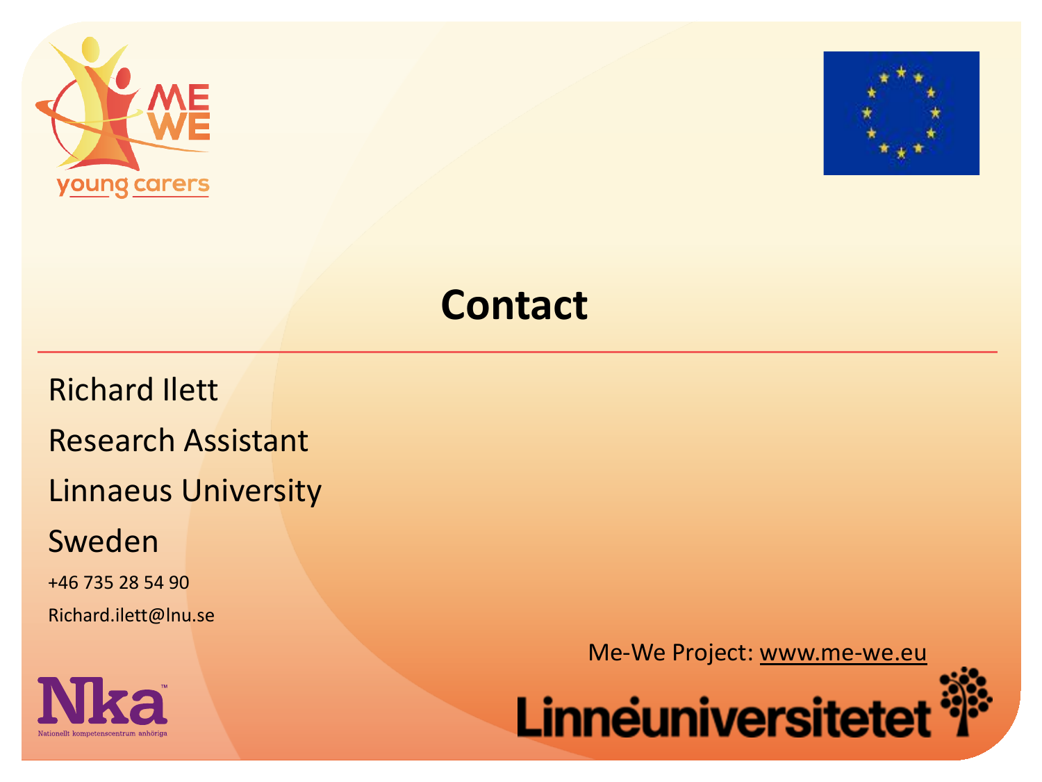# Contact

Richard Ilett

Research Assistant

Linnaeus University

Sweden

+46 735 28 54 90

Richard.ilett@lnu.se

Me-We Project: www.me-we.eu